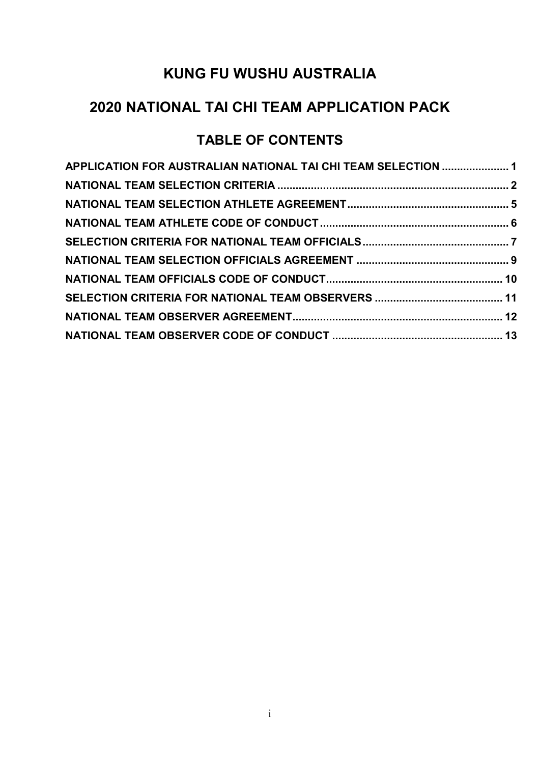# KUNG FU WUSHU AUSTRALIA

## 2020 NATIONAL TAI CHI TEAM APPLICATION PACK

### TABLE OF CONTENTS

| | |
|---|---|
| **APPLICATION FOR AUSTRALIAN NATIONAL TAI CHI TEAM SELECTION** | **1** |
| **NATIONAL TEAM SELECTION CRITERIA** | **2** |
| **NATIONAL TEAM SELECTION ATHLETE AGREEMENT** | **5** |
| **NATIONAL TEAM ATHLETE CODE OF CONDUCT** | **6** |
| **SELECTION CRITERIA FOR NATIONAL TEAM OFFICIALS** | **7** |
| **NATIONAL TEAM SELECTION OFFICIALS AGREEMENT** | **9** |
| **NATIONAL TEAM OFFICIALS CODE OF CONDUCT** | **10** |
| **SELECTION CRITERIA FOR NATIONAL TEAM OBSERVERS** | **11** |
| **NATIONAL TEAM OBSERVER AGREEMENT** | **12** |
| **NATIONAL TEAM OBSERVER CODE OF CONDUCT** | **13** |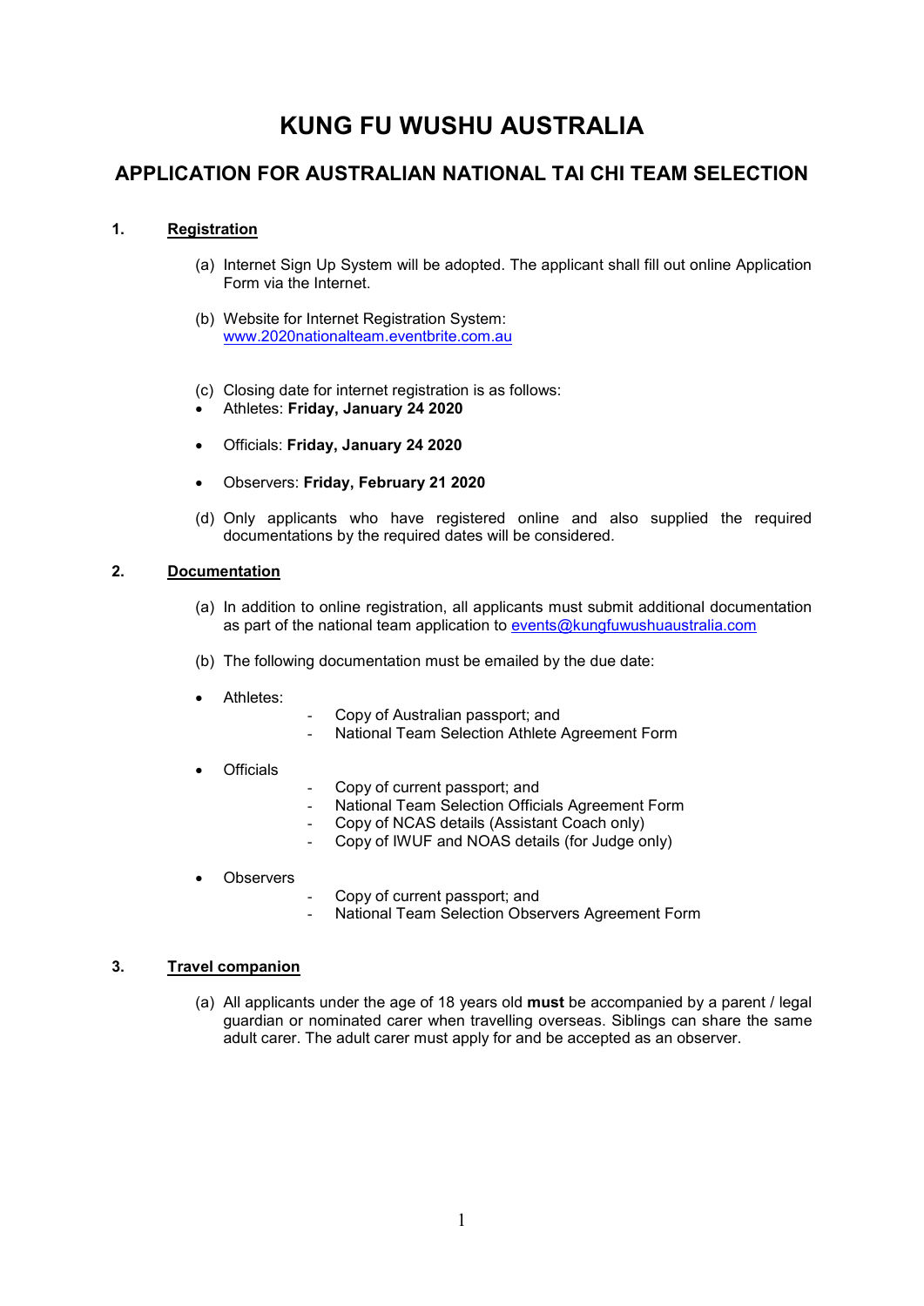# KUNG FU WUSHU AUSTRALIA

## APPLICATION FOR AUSTRALIAN NATIONAL TAI CHI TEAM SELECTION

### 1. Registration

(a) Internet Sign Up System will be adopted. The applicant shall fill out online Application Form via the Internet.

(b) Website for Internet Registration System: [www.2020nationalteam.eventbrite.com.au](www.2020nationalteam.eventbrite.com.au)

(c) Closing date for internet registration is as follows:

- Athletes: **Friday, January 24 2020**
- Officials: **Friday, January 24 2020**
- Observers: **Friday, February 21 2020**

(d) Only applicants who have registered online and also supplied the required documentations by the required dates will be considered.

### 2. Documentation

(a) In addition to online registration, all applicants must submit additional documentation as part of the national team application to [events@kungfuwushuaustralia.com](mailto:events@kungfuwushuaustralia.com)

(b) The following documentation must be emailed by the due date:

- Athletes:
  - Copy of Australian passport; and
  - National Team Selection Athlete Agreement Form
- Officials
  - Copy of current passport; and
  - National Team Selection Officials Agreement Form
  - Copy of NCAS details (Assistant Coach only)
  - Copy of IWUF and NOAS details (for Judge only)
- Observers
  - Copy of current passport; and
  - National Team Selection Observers Agreement Form

### 3. Travel companion

(a) All applicants under the age of 18 years old **must** be accompanied by a parent / legal guardian or nominated carer when travelling overseas. Siblings can share the same adult carer. The adult carer must apply for and be accepted as an observer.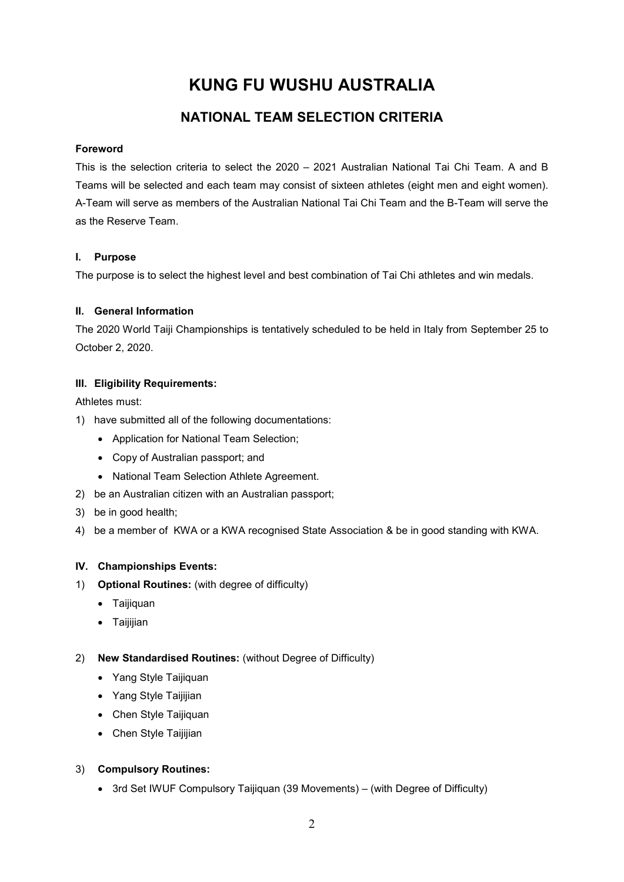# KUNG FU WUSHU AUSTRALIA

## NATIONAL TEAM SELECTION CRITERIA

**Foreword**

This is the selection criteria to select the 2020 – 2021 Australian National Tai Chi Team. A and B Teams will be selected and each team may consist of sixteen athletes (eight men and eight women). A-Team will serve as members of the Australian National Tai Chi Team and the B-Team will serve the as the Reserve Team.

**I. Purpose**

The purpose is to select the highest level and best combination of Tai Chi athletes and win medals.

**II. General Information**

The 2020 World Taiji Championships is tentatively scheduled to be held in Italy from September 25 to October 2, 2020.

**III. Eligibility Requirements:**

Athletes must:

1) have submitted all of the following documentations:
   - Application for National Team Selection;
   - Copy of Australian passport; and
   - National Team Selection Athlete Agreement.
2) be an Australian citizen with an Australian passport;
3) be in good health;
4) be a member of KWA or a KWA recognised State Association & be in good standing with KWA.

**IV. Championships Events:**

1) **Optional Routines:** (with degree of difficulty)
   - Taijiquan
   - Taijijian
2) **New Standardised Routines:** (without Degree of Difficulty)
   - Yang Style Taijiquan
   - Yang Style Taijijian
   - Chen Style Taijiquan
   - Chen Style Taijijian
3) **Compulsory Routines:**
   - 3rd Set IWUF Compulsory Taijiquan (39 Movements) – (with Degree of Difficulty)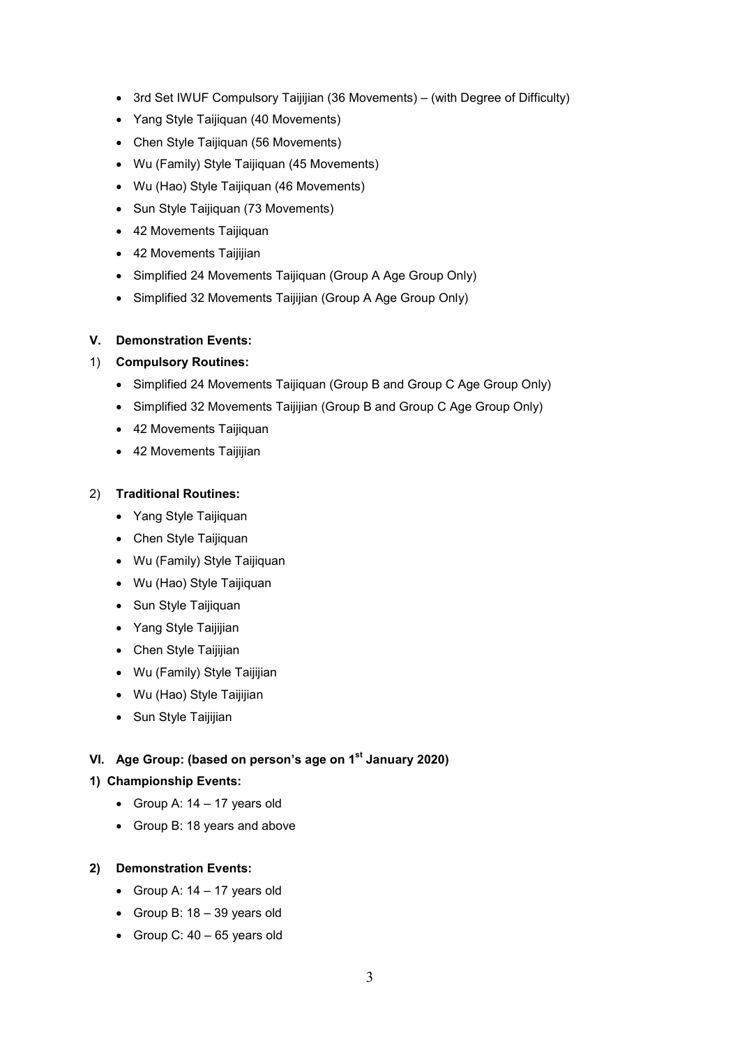- 3rd Set IWUF Compulsory Taijijian (36 Movements) – (with Degree of Difficulty)
- Yang Style Taijiquan (40 Movements)
- Chen Style Taijiquan (56 Movements)
- Wu (Family) Style Taijiquan (45 Movements)
- Wu (Hao) Style Taijiquan (46 Movements)
- Sun Style Taijiquan (73 Movements)
- 42 Movements Taijiquan
- 42 Movements Taijijian
- Simplified 24 Movements Taijiquan (Group A Age Group Only)
- Simplified 32 Movements Taijijian (Group A Age Group Only)

**V. Demonstration Events:**

1) **Compulsory Routines:**

- Simplified 24 Movements Taijiquan (Group B and Group C Age Group Only)
- Simplified 32 Movements Taijijian (Group B and Group C Age Group Only)
- 42 Movements Taijiquan
- 42 Movements Taijijian

2) **Traditional Routines:**

- Yang Style Taijiquan
- Chen Style Taijiquan
- Wu (Family) Style Taijiquan
- Wu (Hao) Style Taijiquan
- Sun Style Taijiquan
- Yang Style Taijijian
- Chen Style Taijijian
- Wu (Family) Style Taijijian
- Wu (Hao) Style Taijijian
- Sun Style Taijijian

**VI. Age Group: (based on person's age on 1st January 2020)**

**1) Championship Events:**

- Group A: 14 – 17 years old
- Group B: 18 years and above

**2) Demonstration Events:**

- Group A: 14 – 17 years old
- Group B: 18 – 39 years old
- Group C: 40 – 65 years old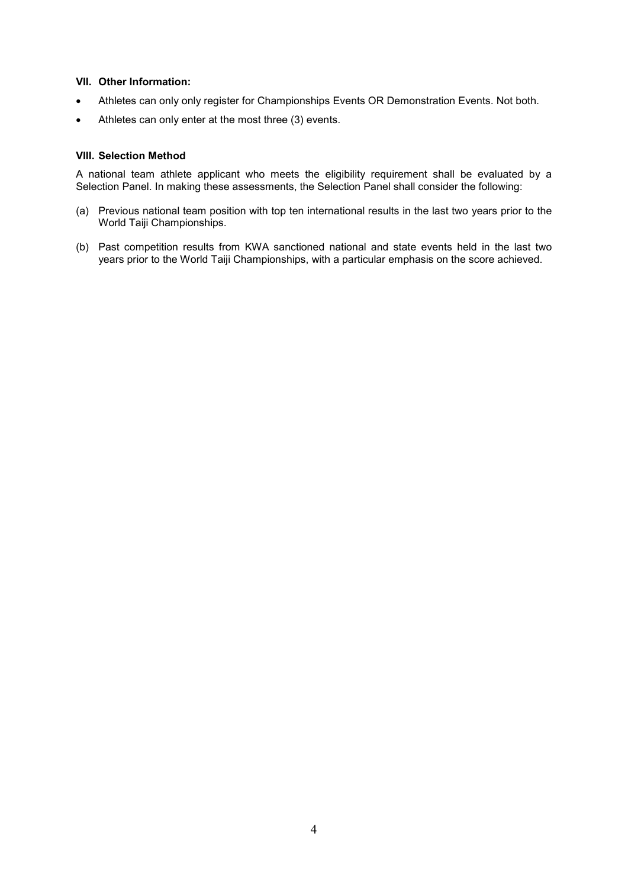### VII. Other Information:

- Athletes can only only register for Championships Events OR Demonstration Events. Not both.
- Athletes can only enter at the most three (3) events.

### VIII. Selection Method

A national team athlete applicant who meets the eligibility requirement shall be evaluated by a Selection Panel. In making these assessments, the Selection Panel shall consider the following:

(a) Previous national team position with top ten international results in the last two years prior to the World Taiji Championships.

(b) Past competition results from KWA sanctioned national and state events held in the last two years prior to the World Taiji Championships, with a particular emphasis on the score achieved.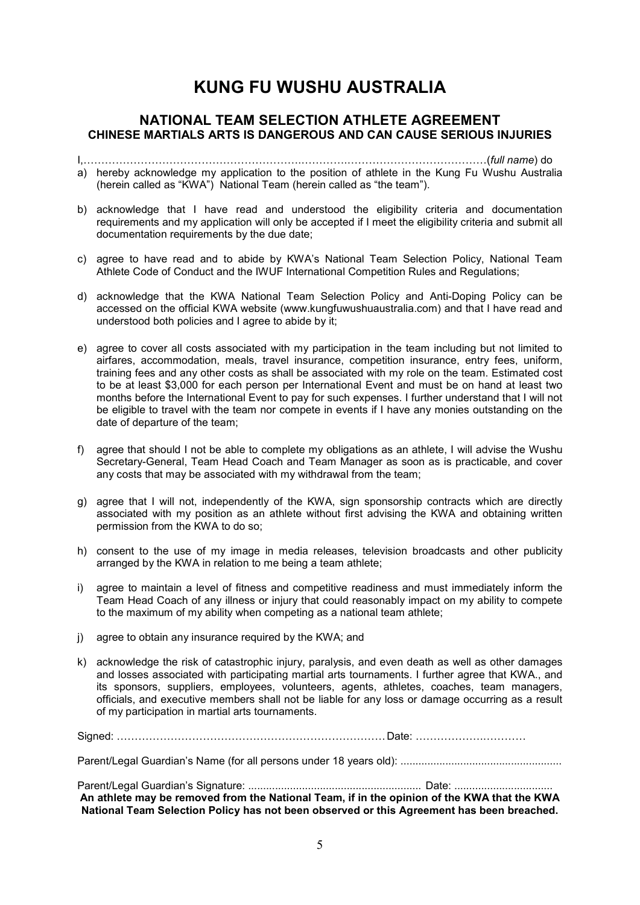# KUNG FU WUSHU AUSTRALIA

## NATIONAL TEAM SELECTION ATHLETE AGREEMENT

### CHINESE MARTIALS ARTS IS DANGEROUS AND CAN CAUSE SERIOUS INJURIES

I,……………………………………………………………………………………………………………(*full name*) do

a) hereby acknowledge my application to the position of athlete in the Kung Fu Wushu Australia (herein called as "KWA") National Team (herein called as "the team").

b) acknowledge that I have read and understood the eligibility criteria and documentation requirements and my application will only be accepted if I meet the eligibility criteria and submit all documentation requirements by the due date;

c) agree to have read and to abide by KWA's National Team Selection Policy, National Team Athlete Code of Conduct and the IWUF International Competition Rules and Regulations;

d) acknowledge that the KWA National Team Selection Policy and Anti-Doping Policy can be accessed on the official KWA website (www.kungfuwushuaustralia.com) and that I have read and understood both policies and I agree to abide by it;

e) agree to cover all costs associated with my participation in the team including but not limited to airfares, accommodation, meals, travel insurance, competition insurance, entry fees, uniform, training fees and any other costs as shall be associated with my role on the team. Estimated cost to be at least $3,000 for each person per International Event and must be on hand at least two months before the International Event to pay for such expenses. I further understand that I will not be eligible to travel with the team nor compete in events if I have any monies outstanding on the date of departure of the team;

f) agree that should I not be able to complete my obligations as an athlete, I will advise the Wushu Secretary-General, Team Head Coach and Team Manager as soon as is practicable, and cover any costs that may be associated with my withdrawal from the team;

g) agree that I will not, independently of the KWA, sign sponsorship contracts which are directly associated with my position as an athlete without first advising the KWA and obtaining written permission from the KWA to do so;

h) consent to the use of my image in media releases, television broadcasts and other publicity arranged by the KWA in relation to me being a team athlete;

i) agree to maintain a level of fitness and competitive readiness and must immediately inform the Team Head Coach of any illness or injury that could reasonably impact on my ability to compete to the maximum of my ability when competing as a national team athlete;

j) agree to obtain any insurance required by the KWA; and

k) acknowledge the risk of catastrophic injury, paralysis, and even death as well as other damages and losses associated with participating martial arts tournaments. I further agree that KWA., and its sponsors, suppliers, employees, volunteers, agents, athletes, coaches, team managers, officials, and executive members shall not be liable for any loss or damage occurring as a result of my participation in martial arts tournaments.

Signed: ………………………………………………………………… Date: ……………………………

Parent/Legal Guardian's Name (for all persons under 18 years old): .....................................................

Parent/Legal Guardian's Signature: ......................................................... Date: ................................

**An athlete may be removed from the National Team, if in the opinion of the KWA that the KWA National Team Selection Policy has not been observed or this Agreement has been breached.**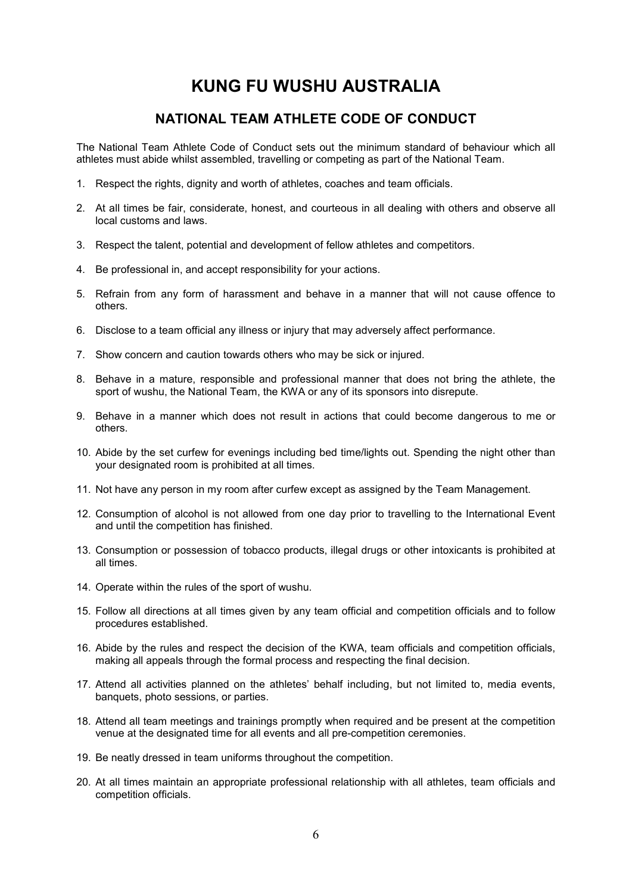# KUNG FU WUSHU AUSTRALIA

## NATIONAL TEAM ATHLETE CODE OF CONDUCT

The National Team Athlete Code of Conduct sets out the minimum standard of behaviour which all athletes must abide whilst assembled, travelling or competing as part of the National Team.

1. Respect the rights, dignity and worth of athletes, coaches and team officials.
2. At all times be fair, considerate, honest, and courteous in all dealing with others and observe all local customs and laws.
3. Respect the talent, potential and development of fellow athletes and competitors.
4. Be professional in, and accept responsibility for your actions.
5. Refrain from any form of harassment and behave in a manner that will not cause offence to others.
6. Disclose to a team official any illness or injury that may adversely affect performance.
7. Show concern and caution towards others who may be sick or injured.
8. Behave in a mature, responsible and professional manner that does not bring the athlete, the sport of wushu, the National Team, the KWA or any of its sponsors into disrepute.
9. Behave in a manner which does not result in actions that could become dangerous to me or others.
10. Abide by the set curfew for evenings including bed time/lights out. Spending the night other than your designated room is prohibited at all times.
11. Not have any person in my room after curfew except as assigned by the Team Management.
12. Consumption of alcohol is not allowed from one day prior to travelling to the International Event and until the competition has finished.
13. Consumption or possession of tobacco products, illegal drugs or other intoxicants is prohibited at all times.
14. Operate within the rules of the sport of wushu.
15. Follow all directions at all times given by any team official and competition officials and to follow procedures established.
16. Abide by the rules and respect the decision of the KWA, team officials and competition officials, making all appeals through the formal process and respecting the final decision.
17. Attend all activities planned on the athletes' behalf including, but not limited to, media events, banquets, photo sessions, or parties.
18. Attend all team meetings and trainings promptly when required and be present at the competition venue at the designated time for all events and all pre-competition ceremonies.
19. Be neatly dressed in team uniforms throughout the competition.
20. At all times maintain an appropriate professional relationship with all athletes, team officials and competition officials.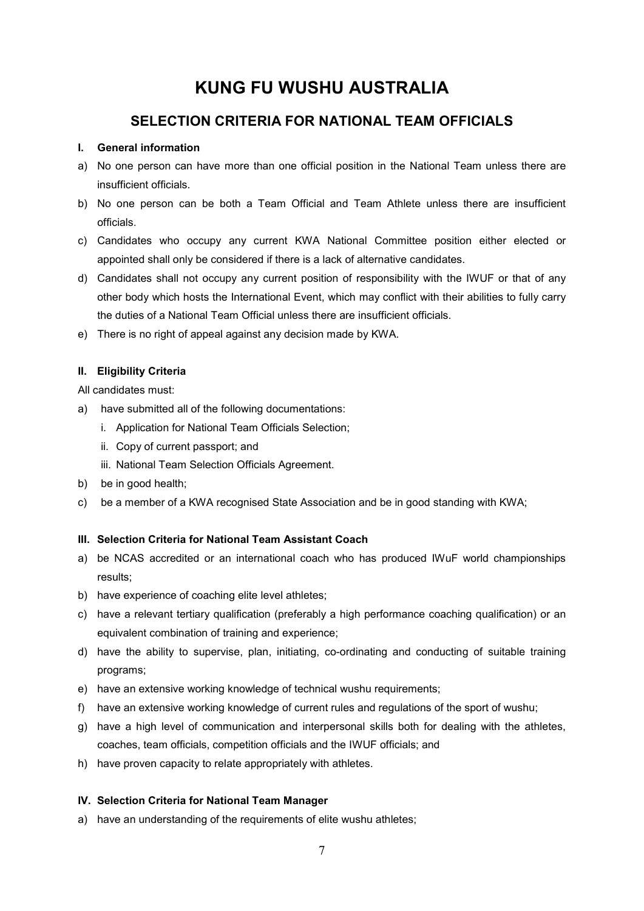# KUNG FU WUSHU AUSTRALIA

## SELECTION CRITERIA FOR NATIONAL TEAM OFFICIALS

### I. General information

a) No one person can have more than one official position in the National Team unless there are insufficient officials.

b) No one person can be both a Team Official and Team Athlete unless there are insufficient officials.

c) Candidates who occupy any current KWA National Committee position either elected or appointed shall only be considered if there is a lack of alternative candidates.

d) Candidates shall not occupy any current position of responsibility with the IWUF or that of any other body which hosts the International Event, which may conflict with their abilities to fully carry the duties of a National Team Official unless there are insufficient officials.

e) There is no right of appeal against any decision made by KWA.

### II. Eligibility Criteria

All candidates must:

a) have submitted all of the following documentations:
   i. Application for National Team Officials Selection;
   ii. Copy of current passport; and
   iii. National Team Selection Officials Agreement.

b) be in good health;

c) be a member of a KWA recognised State Association and be in good standing with KWA;

### III. Selection Criteria for National Team Assistant Coach

a) be NCAS accredited or an international coach who has produced IWuF world championships results;

b) have experience of coaching elite level athletes;

c) have a relevant tertiary qualification (preferably a high performance coaching qualification) or an equivalent combination of training and experience;

d) have the ability to supervise, plan, initiating, co-ordinating and conducting of suitable training programs;

e) have an extensive working knowledge of technical wushu requirements;

f) have an extensive working knowledge of current rules and regulations of the sport of wushu;

g) have a high level of communication and interpersonal skills both for dealing with the athletes, coaches, team officials, competition officials and the IWUF officials; and

h) have proven capacity to relate appropriately with athletes.

### IV. Selection Criteria for National Team Manager

a) have an understanding of the requirements of elite wushu athletes;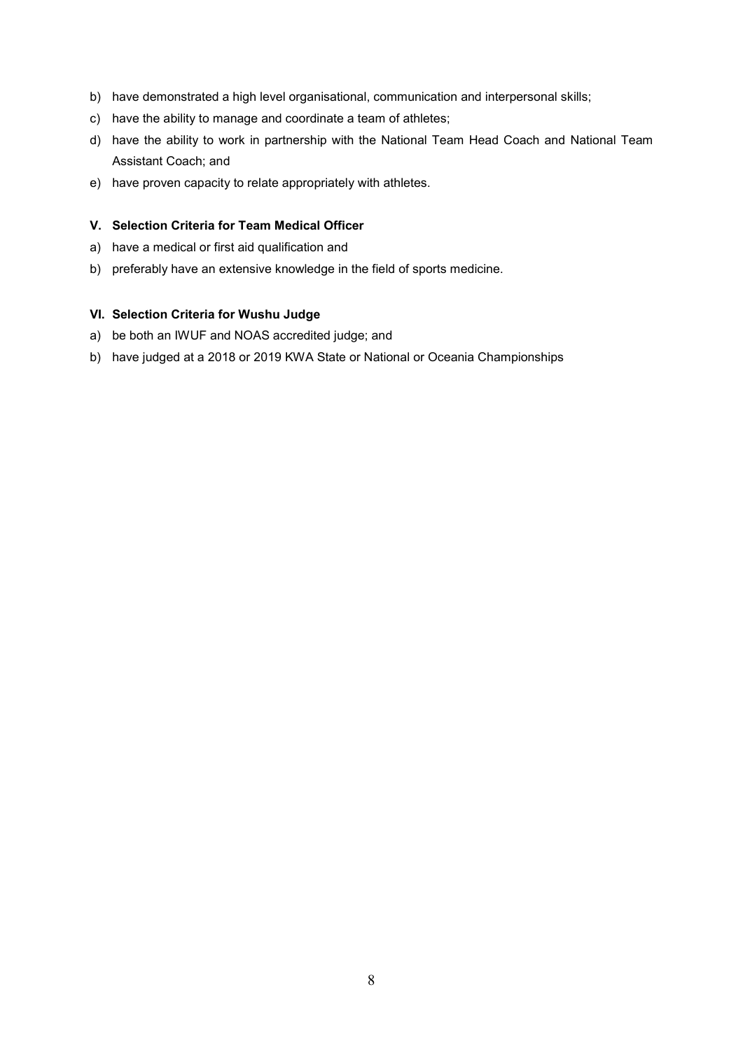b) have demonstrated a high level organisational, communication and interpersonal skills;
c) have the ability to manage and coordinate a team of athletes;
d) have the ability to work in partnership with the National Team Head Coach and National Team Assistant Coach; and
e) have proven capacity to relate appropriately with athletes.

### V. Selection Criteria for Team Medical Officer

a) have a medical or first aid qualification and
b) preferably have an extensive knowledge in the field of sports medicine.

### VI. Selection Criteria for Wushu Judge

a) be both an IWUF and NOAS accredited judge; and
b) have judged at a 2018 or 2019 KWA State or National or Oceania Championships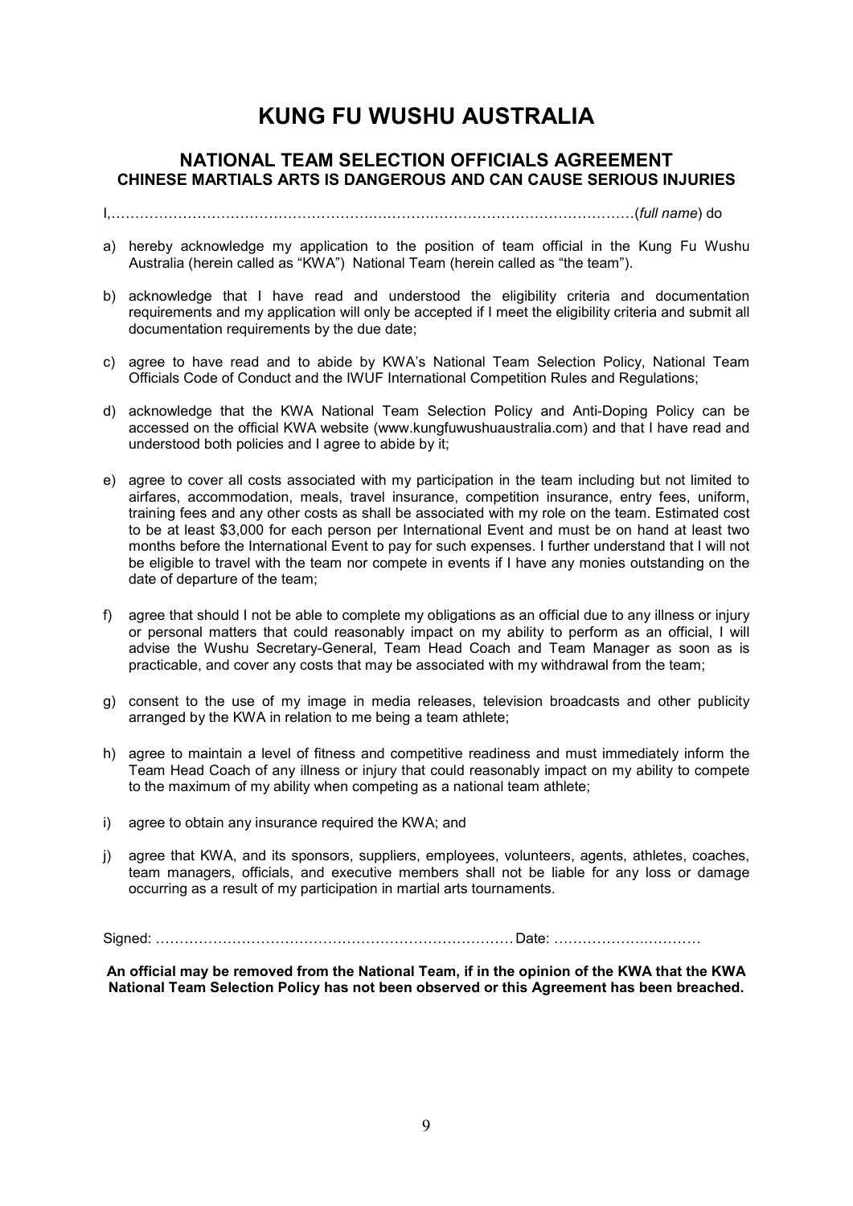# KUNG FU WUSHU AUSTRALIA

## NATIONAL TEAM SELECTION OFFICIALS AGREEMENT

### CHINESE MARTIALS ARTS IS DANGEROUS AND CAN CAUSE SERIOUS INJURIES

I,………………………………………………………………………………………………………(*full name*) do

a) hereby acknowledge my application to the position of team official in the Kung Fu Wushu Australia (herein called as "KWA") National Team (herein called as "the team").

b) acknowledge that I have read and understood the eligibility criteria and documentation requirements and my application will only be accepted if I meet the eligibility criteria and submit all documentation requirements by the due date;

c) agree to have read and to abide by KWA's National Team Selection Policy, National Team Officials Code of Conduct and the IWUF International Competition Rules and Regulations;

d) acknowledge that the KWA National Team Selection Policy and Anti-Doping Policy can be accessed on the official KWA website (www.kungfuwushuaustralia.com) and that I have read and understood both policies and I agree to abide by it;

e) agree to cover all costs associated with my participation in the team including but not limited to airfares, accommodation, meals, travel insurance, competition insurance, entry fees, uniform, training fees and any other costs as shall be associated with my role on the team. Estimated cost to be at least $3,000 for each person per International Event and must be on hand at least two months before the International Event to pay for such expenses. I further understand that I will not be eligible to travel with the team nor compete in events if I have any monies outstanding on the date of departure of the team;

f) agree that should I not be able to complete my obligations as an official due to any illness or injury or personal matters that could reasonably impact on my ability to perform as an official, I will advise the Wushu Secretary-General, Team Head Coach and Team Manager as soon as is practicable, and cover any costs that may be associated with my withdrawal from the team;

g) consent to the use of my image in media releases, television broadcasts and other publicity arranged by the KWA in relation to me being a team athlete;

h) agree to maintain a level of fitness and competitive readiness and must immediately inform the Team Head Coach of any illness or injury that could reasonably impact on my ability to compete to the maximum of my ability when competing as a national team athlete;

i) agree to obtain any insurance required the KWA; and

j) agree that KWA, and its sponsors, suppliers, employees, volunteers, agents, athletes, coaches, team managers, officials, and executive members shall not be liable for any loss or damage occurring as a result of my participation in martial arts tournaments.

Signed: ……………………………………………………………………… Date: …………………………

**An official may be removed from the National Team, if in the opinion of the KWA that the KWA National Team Selection Policy has not been observed or this Agreement has been breached.**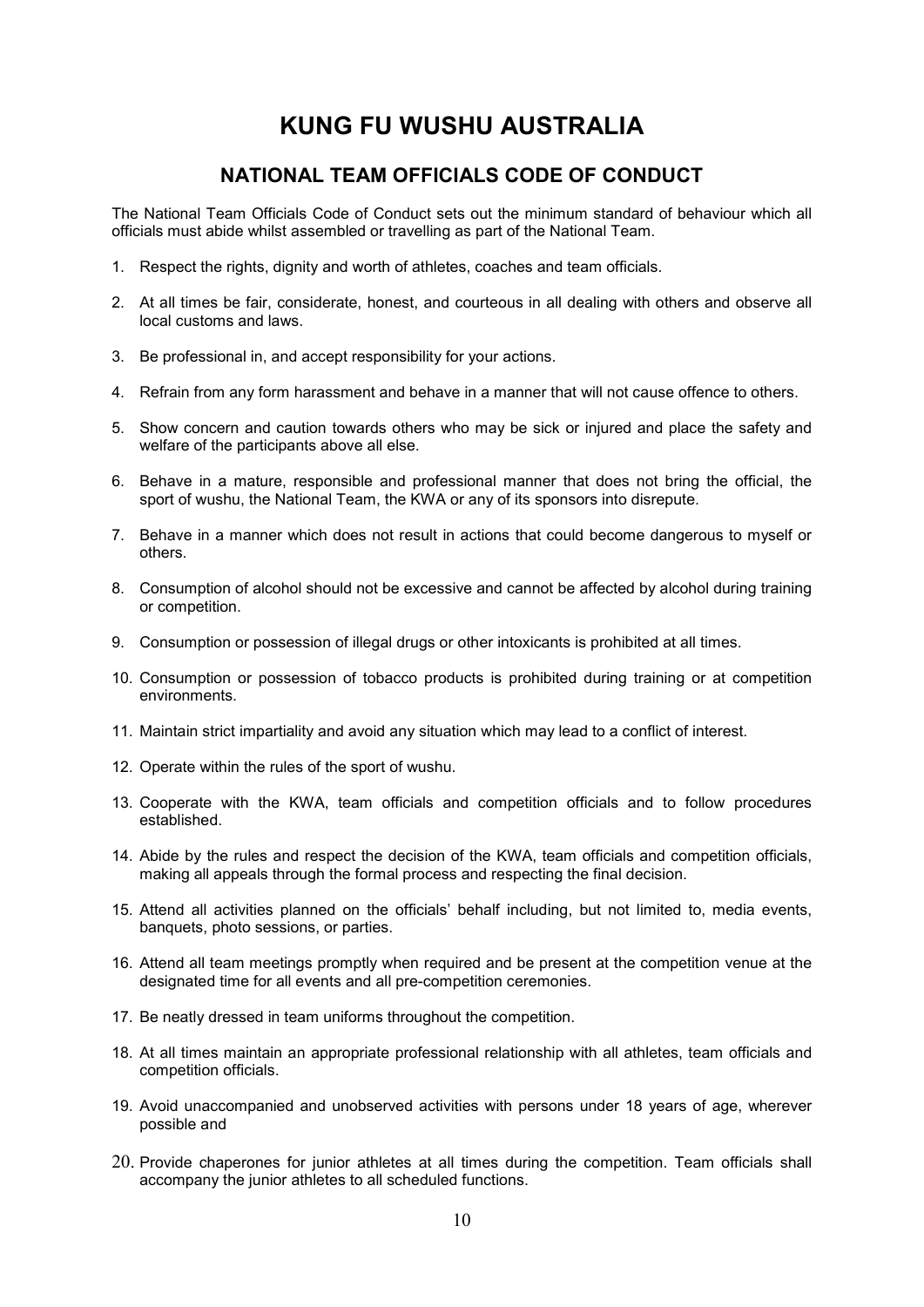# KUNG FU WUSHU AUSTRALIA

## NATIONAL TEAM OFFICIALS CODE OF CONDUCT

The National Team Officials Code of Conduct sets out the minimum standard of behaviour which all officials must abide whilst assembled or travelling as part of the National Team.

1. Respect the rights, dignity and worth of athletes, coaches and team officials.
2. At all times be fair, considerate, honest, and courteous in all dealing with others and observe all local customs and laws.
3. Be professional in, and accept responsibility for your actions.
4. Refrain from any form harassment and behave in a manner that will not cause offence to others.
5. Show concern and caution towards others who may be sick or injured and place the safety and welfare of the participants above all else.
6. Behave in a mature, responsible and professional manner that does not bring the official, the sport of wushu, the National Team, the KWA or any of its sponsors into disrepute.
7. Behave in a manner which does not result in actions that could become dangerous to myself or others.
8. Consumption of alcohol should not be excessive and cannot be affected by alcohol during training or competition.
9. Consumption or possession of illegal drugs or other intoxicants is prohibited at all times.
10. Consumption or possession of tobacco products is prohibited during training or at competition environments.
11. Maintain strict impartiality and avoid any situation which may lead to a conflict of interest.
12. Operate within the rules of the sport of wushu.
13. Cooperate with the KWA, team officials and competition officials and to follow procedures established.
14. Abide by the rules and respect the decision of the KWA, team officials and competition officials, making all appeals through the formal process and respecting the final decision.
15. Attend all activities planned on the officials' behalf including, but not limited to, media events, banquets, photo sessions, or parties.
16. Attend all team meetings promptly when required and be present at the competition venue at the designated time for all events and all pre-competition ceremonies.
17. Be neatly dressed in team uniforms throughout the competition.
18. At all times maintain an appropriate professional relationship with all athletes, team officials and competition officials.
19. Avoid unaccompanied and unobserved activities with persons under 18 years of age, wherever possible and
20. Provide chaperones for junior athletes at all times during the competition. Team officials shall accompany the junior athletes to all scheduled functions.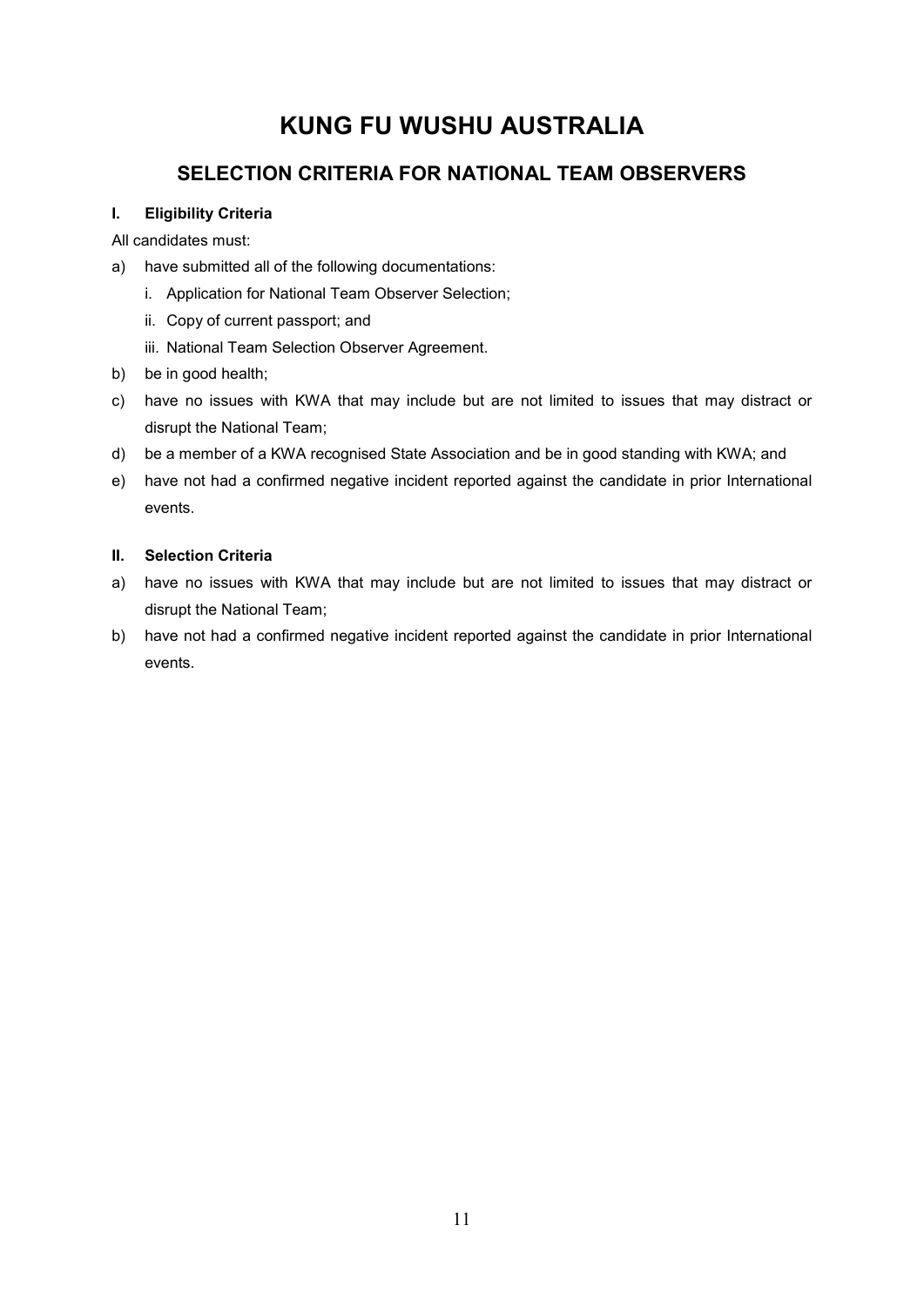# KUNG FU WUSHU AUSTRALIA

## SELECTION CRITERIA FOR NATIONAL TEAM OBSERVERS

### I. Eligibility Criteria

All candidates must:

a) have submitted all of the following documentations:
   i. Application for National Team Observer Selection;
   ii. Copy of current passport; and
   iii. National Team Selection Observer Agreement.

b) be in good health;

c) have no issues with KWA that may include but are not limited to issues that may distract or disrupt the National Team;

d) be a member of a KWA recognised State Association and be in good standing with KWA; and

e) have not had a confirmed negative incident reported against the candidate in prior International events.

### II. Selection Criteria

a) have no issues with KWA that may include but are not limited to issues that may distract or disrupt the National Team;

b) have not had a confirmed negative incident reported against the candidate in prior International events.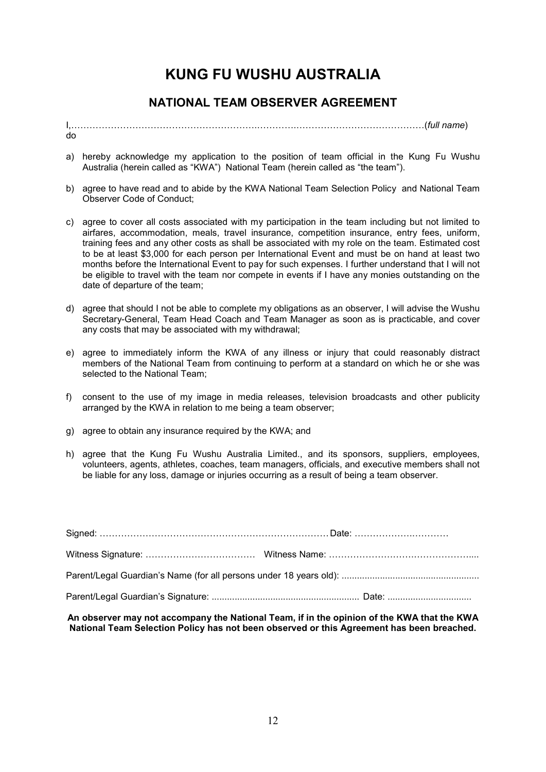# KUNG FU WUSHU AUSTRALIA

## NATIONAL TEAM OBSERVER AGREEMENT

I,……………………………………………………….…………….……………………………………(*full name*) do

a) hereby acknowledge my application to the position of team official in the Kung Fu Wushu Australia (herein called as "KWA") National Team (herein called as "the team").

b) agree to have read and to abide by the KWA National Team Selection Policy and National Team Observer Code of Conduct;

c) agree to cover all costs associated with my participation in the team including but not limited to airfares, accommodation, meals, travel insurance, competition insurance, entry fees, uniform, training fees and any other costs as shall be associated with my role on the team. Estimated cost to be at least $3,000 for each person per International Event and must be on hand at least two months before the International Event to pay for such expenses. I further understand that I will not be eligible to travel with the team nor compete in events if I have any monies outstanding on the date of departure of the team;

d) agree that should I not be able to complete my obligations as an observer, I will advise the Wushu Secretary-General, Team Head Coach and Team Manager as soon as is practicable, and cover any costs that may be associated with my withdrawal;

e) agree to immediately inform the KWA of any illness or injury that could reasonably distract members of the National Team from continuing to perform at a standard on which he or she was selected to the National Team;

f) consent to the use of my image in media releases, television broadcasts and other publicity arranged by the KWA in relation to me being a team observer;

g) agree to obtain any insurance required by the KWA; and

h) agree that the Kung Fu Wushu Australia Limited., and its sponsors, suppliers, employees, volunteers, agents, athletes, coaches, team managers, officials, and executive members shall not be liable for any loss, damage or injuries occurring as a result of being a team observer.

Signed: ………………………………………………………………… Date: ……………….…………

Witness Signature: ……………………………… Witness Name: ………………………….……………....

Parent/Legal Guardian's Name (for all persons under 18 years old): .....................................................

Parent/Legal Guardian's Signature: ......................................................... Date: ................................

**An observer may not accompany the National Team, if in the opinion of the KWA that the KWA National Team Selection Policy has not been observed or this Agreement has been breached.**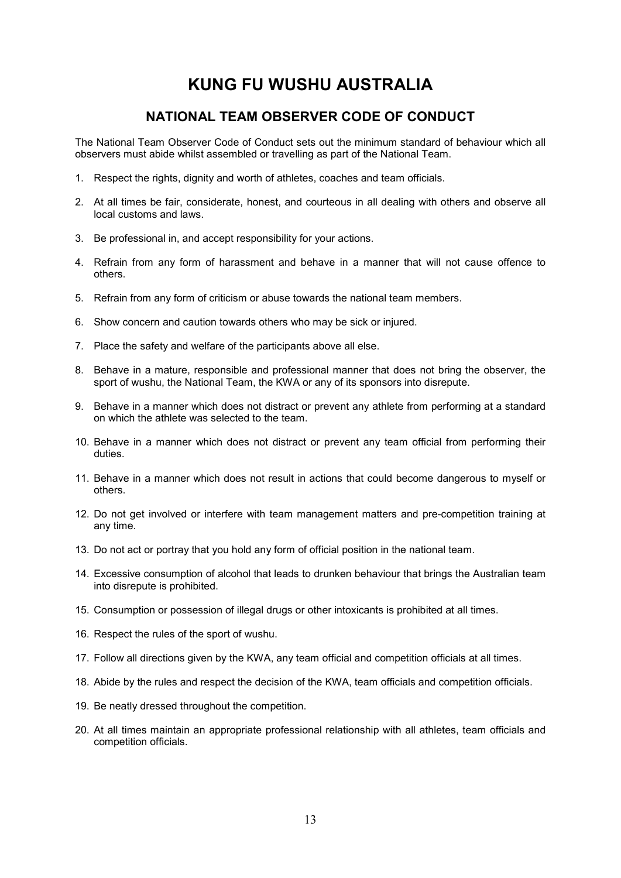# KUNG FU WUSHU AUSTRALIA

## NATIONAL TEAM OBSERVER CODE OF CONDUCT

The National Team Observer Code of Conduct sets out the minimum standard of behaviour which all observers must abide whilst assembled or travelling as part of the National Team.

1. Respect the rights, dignity and worth of athletes, coaches and team officials.
2. At all times be fair, considerate, honest, and courteous in all dealing with others and observe all local customs and laws.
3. Be professional in, and accept responsibility for your actions.
4. Refrain from any form of harassment and behave in a manner that will not cause offence to others.
5. Refrain from any form of criticism or abuse towards the national team members.
6. Show concern and caution towards others who may be sick or injured.
7. Place the safety and welfare of the participants above all else.
8. Behave in a mature, responsible and professional manner that does not bring the observer, the sport of wushu, the National Team, the KWA or any of its sponsors into disrepute.
9. Behave in a manner which does not distract or prevent any athlete from performing at a standard on which the athlete was selected to the team.
10. Behave in a manner which does not distract or prevent any team official from performing their duties.
11. Behave in a manner which does not result in actions that could become dangerous to myself or others.
12. Do not get involved or interfere with team management matters and pre-competition training at any time.
13. Do not act or portray that you hold any form of official position in the national team.
14. Excessive consumption of alcohol that leads to drunken behaviour that brings the Australian team into disrepute is prohibited.
15. Consumption or possession of illegal drugs or other intoxicants is prohibited at all times.
16. Respect the rules of the sport of wushu.
17. Follow all directions given by the KWA, any team official and competition officials at all times.
18. Abide by the rules and respect the decision of the KWA, team officials and competition officials.
19. Be neatly dressed throughout the competition.
20. At all times maintain an appropriate professional relationship with all athletes, team officials and competition officials.